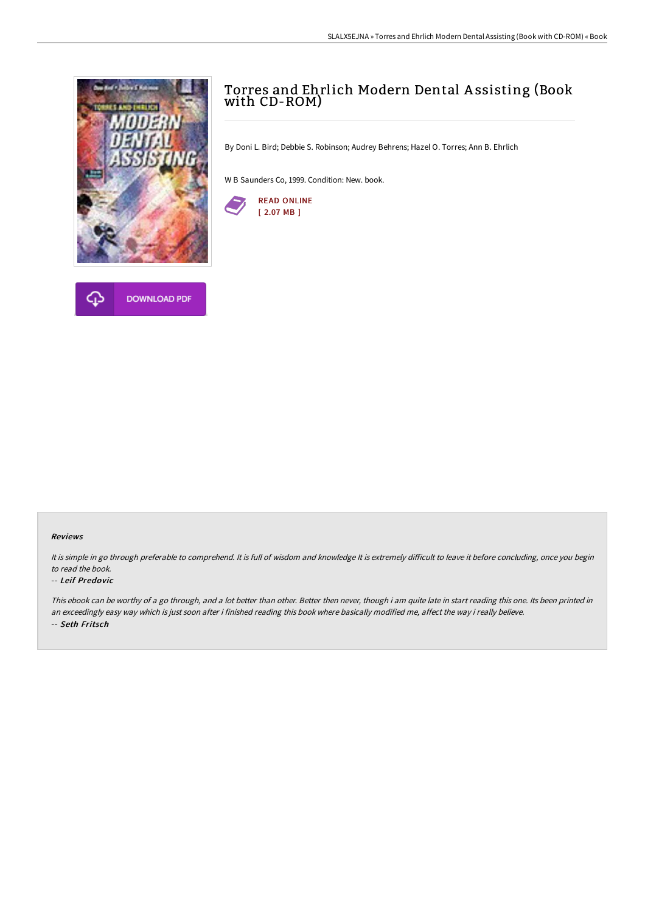# Torres and Ehrlich Modern Dental Assisting (Book with CD-ROM)

By Doni L. Bird; Debbie S. Robinson; Audrey Behrens; Hazel O. Torres; Ann B. Ehrlich

W B Saunders Co, 1999. Condition: New. book.

READ ONLINE
[ 2.07 MB ]

DOWNLOAD PDF

#### Reviews

*It is simple in go through preferable to comprehend. It is full of wisdom and knowledge It is extremely difficult to leave it before concluding, once you begin to read the book.*

*-- Leif Predovic*

*This ebook can be worthy of a go through, and a lot better than other. Better then never, though i am quite late in start reading this one. Its been printed in an exceedingly easy way which is just soon after i finished reading this book where basically modified me, affect the way i really believe.*

*-- Seth Fritsch*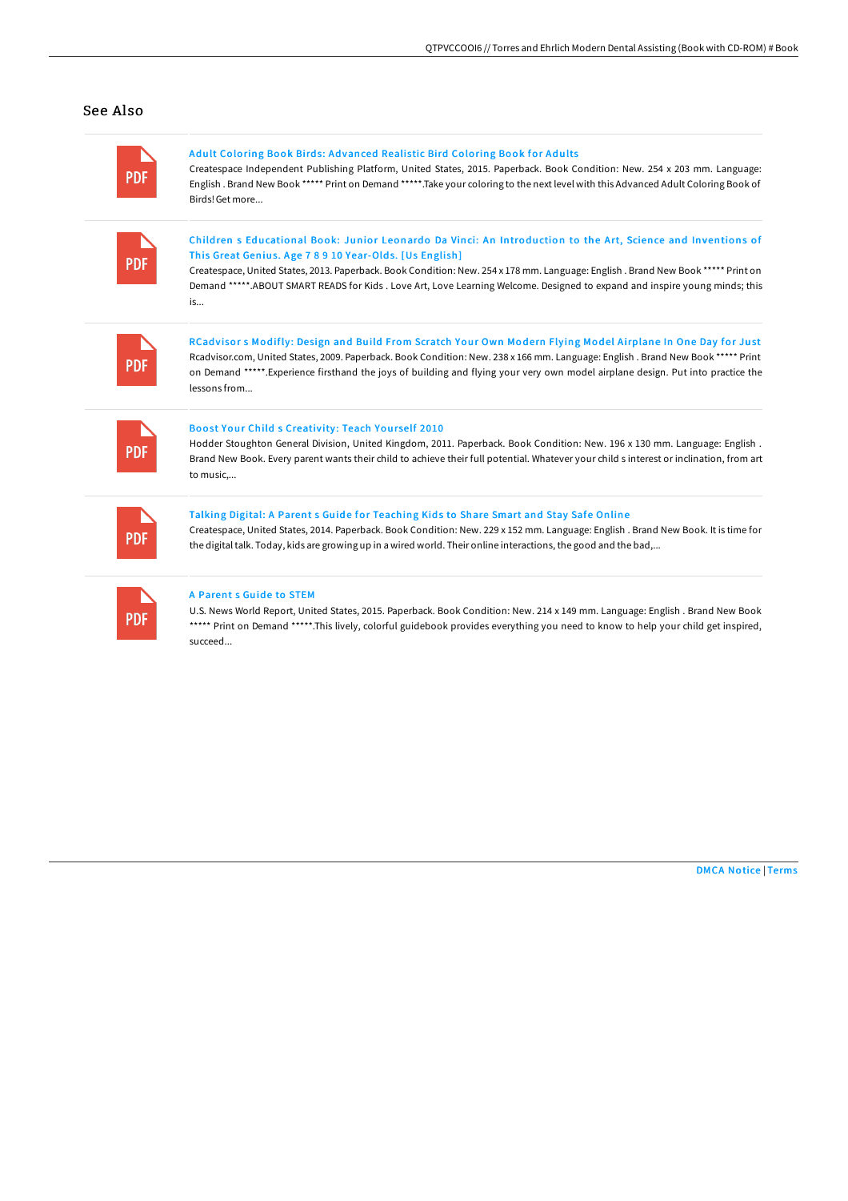## See Also

PDF

**Adult Coloring Book Birds: Advanced Realistic Bird Coloring Book for Adults**

Createspace Independent Publishing Platform, United States, 2015. Paperback. Book Condition: New. 254 x 203 mm. Language: English . Brand New Book ***** Print on Demand *****.Take your coloring to the next level with this Advanced Adult Coloring Book of Birds! Get more...

PDF

**Children s Educational Book: Junior Leonardo Da Vinci: An Introduction to the Art, Science and Inventions of This Great Genius. Age 7 8 9 10 Year-Olds. [Us English]**

Createspace, United States, 2013. Paperback. Book Condition: New. 254 x 178 mm. Language: English . Brand New Book ***** Print on Demand *****.ABOUT SMART READS for Kids . Love Art, Love Learning Welcome. Designed to expand and inspire young minds; this is...

PDF

**RCadvisor s Modifly: Design and Build From Scratch Your Own Modern Flying Model Airplane In One Day for Just**

Rcadvisor.com, United States, 2009. Paperback. Book Condition: New. 238 x 166 mm. Language: English . Brand New Book ***** Print on Demand *****.Experience firsthand the joys of building and flying your very own model airplane design. Put into practice the lessons from...

PDF

**Boost Your Child s Creativity: Teach Yourself 2010**

Hodder Stoughton General Division, United Kingdom, 2011. Paperback. Book Condition: New. 196 x 130 mm. Language: English . Brand New Book. Every parent wants their child to achieve their full potential. Whatever your child s interest or inclination, from art to music,...

PDF

**Talking Digital: A Parent s Guide for Teaching Kids to Share Smart and Stay Safe Online**

Createspace, United States, 2014. Paperback. Book Condition: New. 229 x 152 mm. Language: English . Brand New Book. It is time for the digital talk. Today, kids are growing up in a wired world. Their online interactions, the good and the bad,...

PDF

**A Parent s Guide to STEM**

U.S. News World Report, United States, 2015. Paperback. Book Condition: New. 214 x 149 mm. Language: English . Brand New Book ***** Print on Demand *****.This lively, colorful guidebook provides everything you need to know to help your child get inspired, succeed...